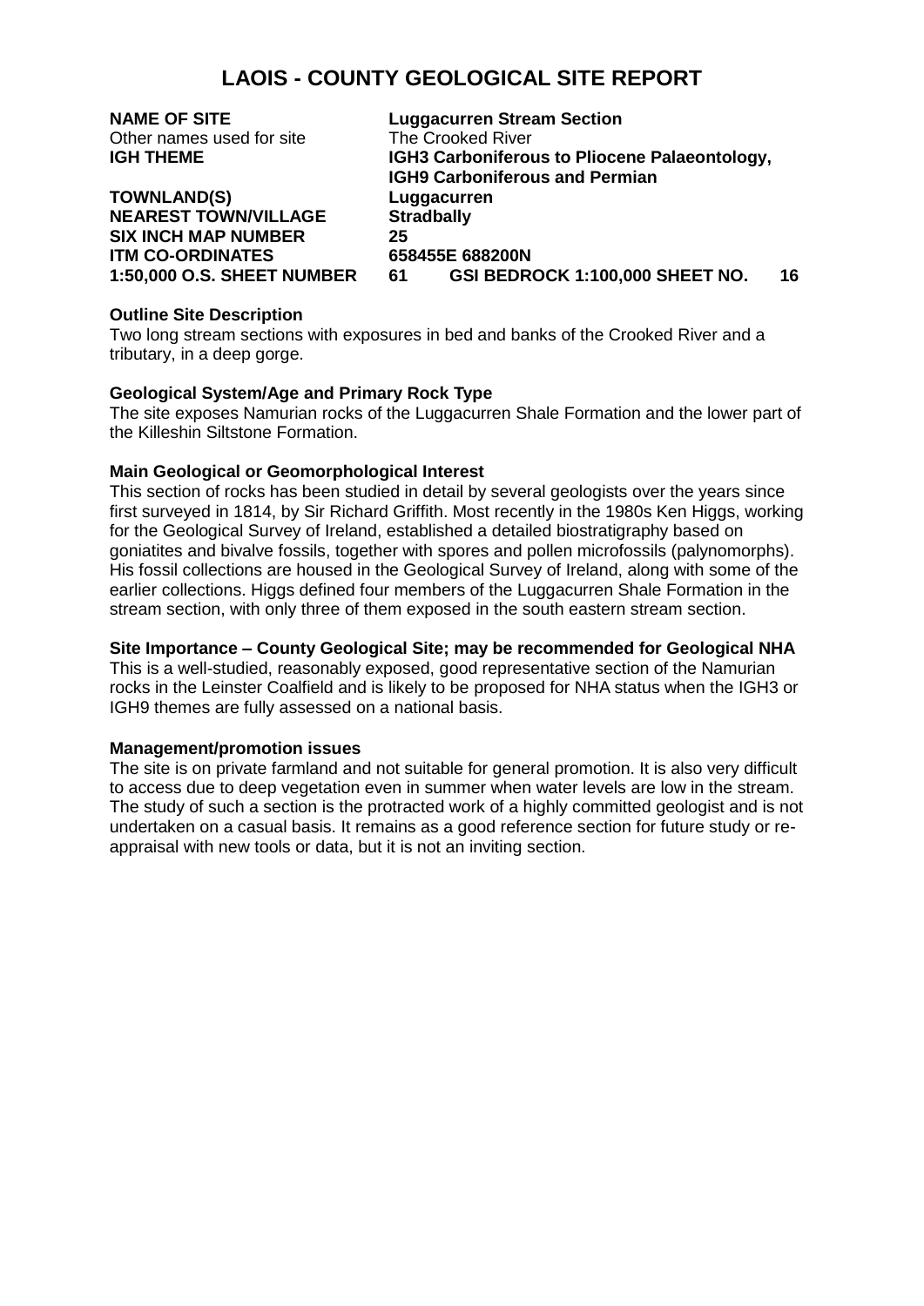# LAOIS - COUNTY GEOLOGICAL SITE REPORT

**NAME OF SITE** **Luggacurren Stream Section**
Other names used for site The Crooked River
**IGH THEME** **IGH3 Carboniferous to Pliocene Palaeontology, IGH9 Carboniferous and Permian**
**TOWNLAND(S)** **Luggacurren**
**NEAREST TOWN/VILLAGE** **Stradbally**
**SIX INCH MAP NUMBER** **25**
**ITM CO-ORDINATES** **658455E 688200N**
**1:50,000 O.S. SHEET NUMBER** **61** **GSI BEDROCK 1:100,000 SHEET NO.** **16**

**Outline Site Description**

Two long stream sections with exposures in bed and banks of the Crooked River and a tributary, in a deep gorge.

**Geological System/Age and Primary Rock Type**

The site exposes Namurian rocks of the Luggacurren Shale Formation and the lower part of the Killeshin Siltstone Formation.

**Main Geological or Geomorphological Interest**

This section of rocks has been studied in detail by several geologists over the years since first surveyed in 1814, by Sir Richard Griffith. Most recently in the 1980s Ken Higgs, working for the Geological Survey of Ireland, established a detailed biostratigraphy based on goniatites and bivalve fossils, together with spores and pollen microfossils (palynomorphs). His fossil collections are housed in the Geological Survey of Ireland, along with some of the earlier collections. Higgs defined four members of the Luggacurren Shale Formation in the stream section, with only three of them exposed in the south eastern stream section.

**Site Importance – County Geological Site; may be recommended for Geological NHA**

This is a well-studied, reasonably exposed, good representative section of the Namurian rocks in the Leinster Coalfield and is likely to be proposed for NHA status when the IGH3 or IGH9 themes are fully assessed on a national basis.

**Management/promotion issues**

The site is on private farmland and not suitable for general promotion. It is also very difficult to access due to deep vegetation even in summer when water levels are low in the stream. The study of such a section is the protracted work of a highly committed geologist and is not undertaken on a casual basis. It remains as a good reference section for future study or re-appraisal with new tools or data, but it is not an inviting section.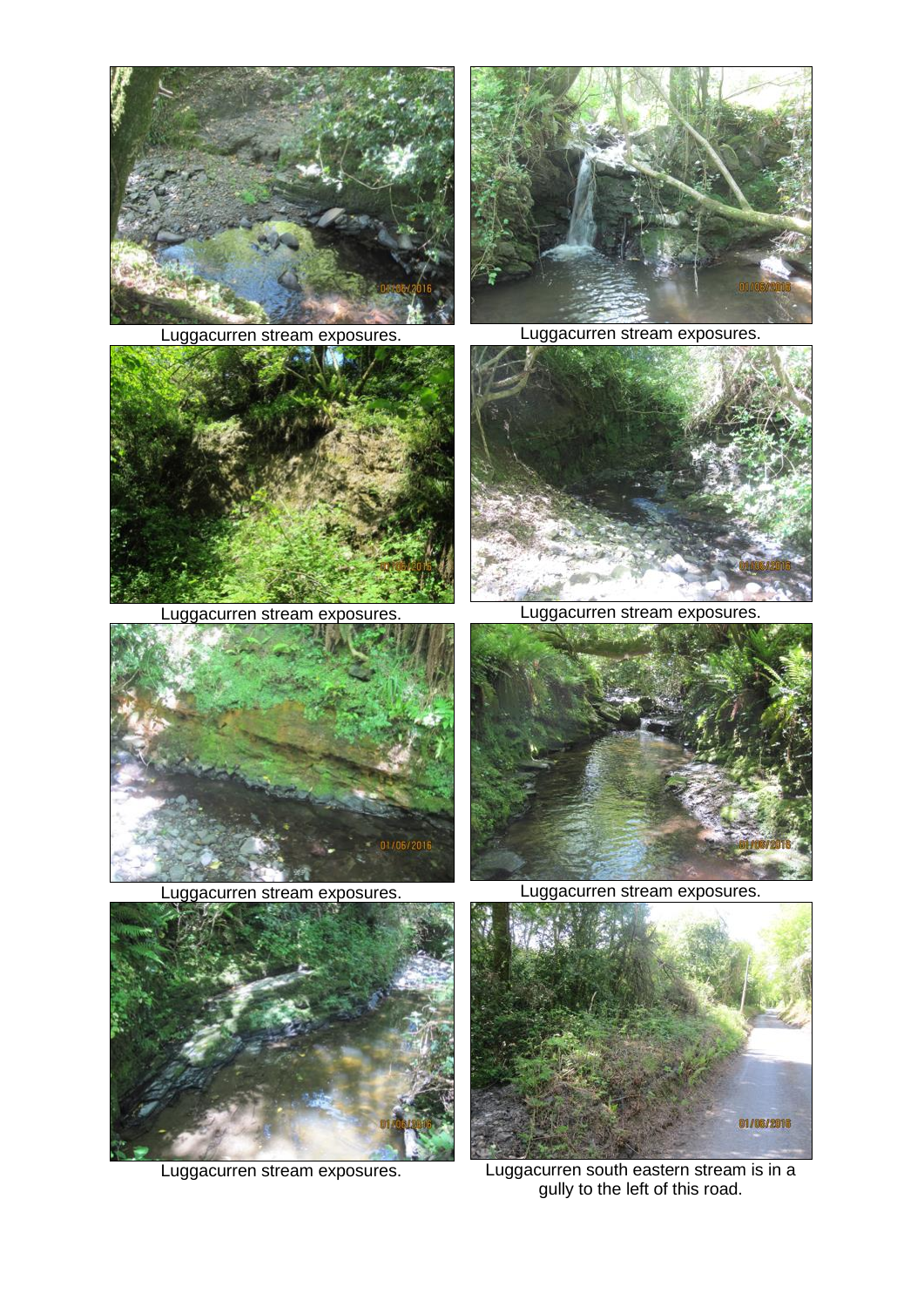Luggacurren stream exposures.

Luggacurren stream exposures.

Luggacurren stream exposures.

Luggacurren stream exposures.

Luggacurren stream exposures.

Luggacurren stream exposures.

Luggacurren stream exposures.

Luggacurren south eastern stream is in a gully to the left of this road.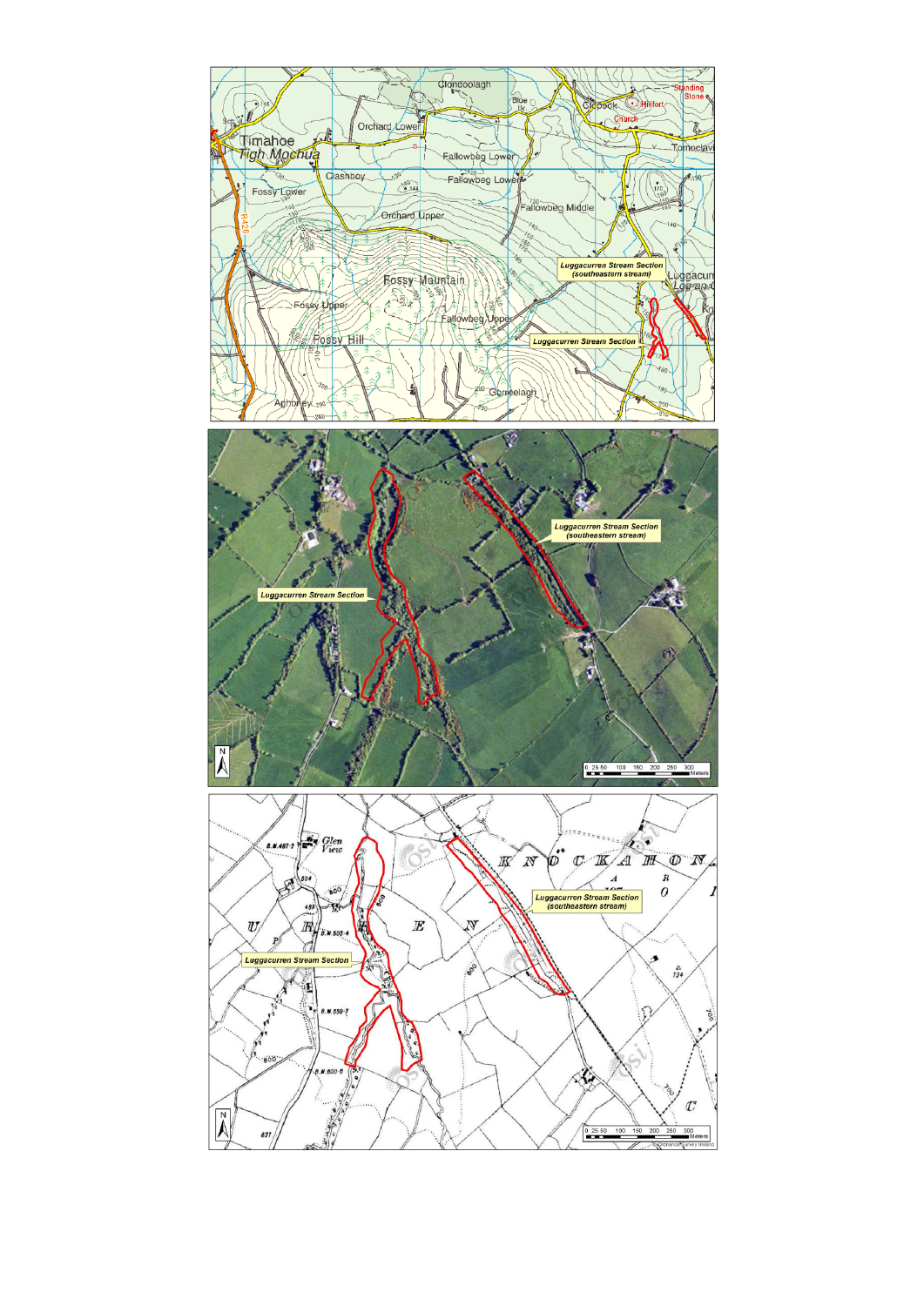Clondoolagh
Blue Br
Standing Stone
Hillfort
Clopook
Church
Timahoe
Tigh Mochua
Orchard Lower
Fallowbeg Lower
Tomoclavi
Clashboy
Fossy Lower
Fallowbeg Lower
R426
Orchard Upper
Fallowbeg Middle
Fossy Mountain
Fossy Upper
Fallowbeg Upper
Fossy Hill
Aghoney
Gorreelagh
Luggacurren Stream Section (southeastern stream)
Luggacurren Stream Section

Luggacurren Stream Section (southeastern stream)
Luggacurren Stream Section
N
0 25 50 100 150 200 250 300 Meters

Glen View
B.M.487·7
504
600
489
B.M.505·4
B.M.559·7
B.M.600·5
600
637
724
700
K N O C K A H O N
Luggacurren Stream Section (southeastern stream)
Luggacurren Stream Section
N
0 25 50 100 150 200 250 300 Meters
© Ordnance Survey Ireland